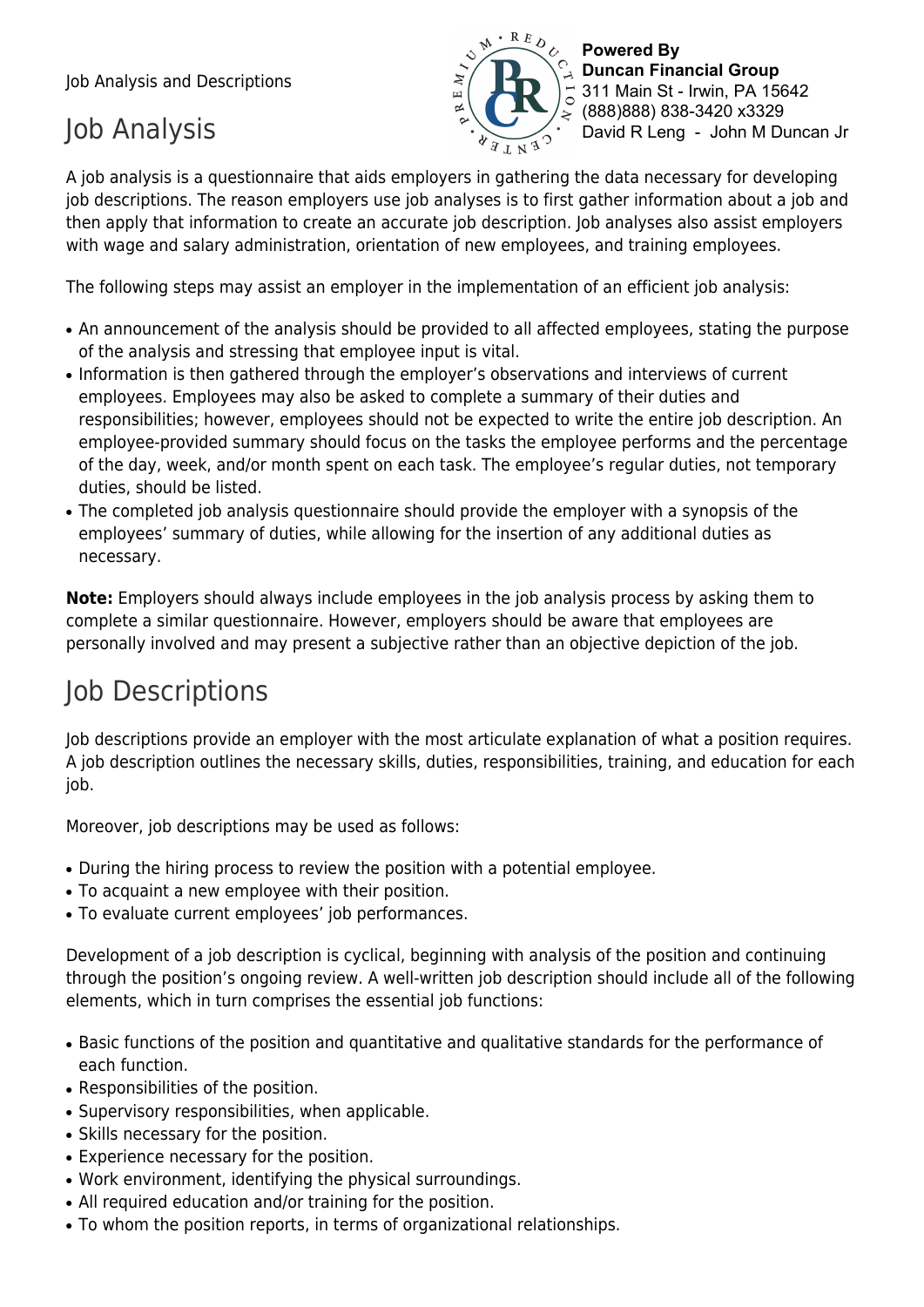Job Analysis and Descriptions

**Powered By**
**Duncan Financial Group**
311 Main St - Irwin, PA 15642
(888)888) 838-3420 x3329
David R Leng - John M Duncan Jr

# Job Analysis

A job analysis is a questionnaire that aids employers in gathering the data necessary for developing job descriptions. The reason employers use job analyses is to first gather information about a job and then apply that information to create an accurate job description. Job analyses also assist employers with wage and salary administration, orientation of new employees, and training employees.

The following steps may assist an employer in the implementation of an efficient job analysis:

- An announcement of the analysis should be provided to all affected employees, stating the purpose of the analysis and stressing that employee input is vital.
- Information is then gathered through the employer's observations and interviews of current employees. Employees may also be asked to complete a summary of their duties and responsibilities; however, employees should not be expected to write the entire job description. An employee-provided summary should focus on the tasks the employee performs and the percentage of the day, week, and/or month spent on each task. The employee's regular duties, not temporary duties, should be listed.
- The completed job analysis questionnaire should provide the employer with a synopsis of the employees' summary of duties, while allowing for the insertion of any additional duties as necessary.

**Note:** Employers should always include employees in the job analysis process by asking them to complete a similar questionnaire. However, employers should be aware that employees are personally involved and may present a subjective rather than an objective depiction of the job.

# Job Descriptions

Job descriptions provide an employer with the most articulate explanation of what a position requires. A job description outlines the necessary skills, duties, responsibilities, training, and education for each job.

Moreover, job descriptions may be used as follows:

- During the hiring process to review the position with a potential employee.
- To acquaint a new employee with their position.
- To evaluate current employees' job performances.

Development of a job description is cyclical, beginning with analysis of the position and continuing through the position's ongoing review. A well-written job description should include all of the following elements, which in turn comprises the essential job functions:

- Basic functions of the position and quantitative and qualitative standards for the performance of each function.
- Responsibilities of the position.
- Supervisory responsibilities, when applicable.
- Skills necessary for the position.
- Experience necessary for the position.
- Work environment, identifying the physical surroundings.
- All required education and/or training for the position.
- To whom the position reports, in terms of organizational relationships.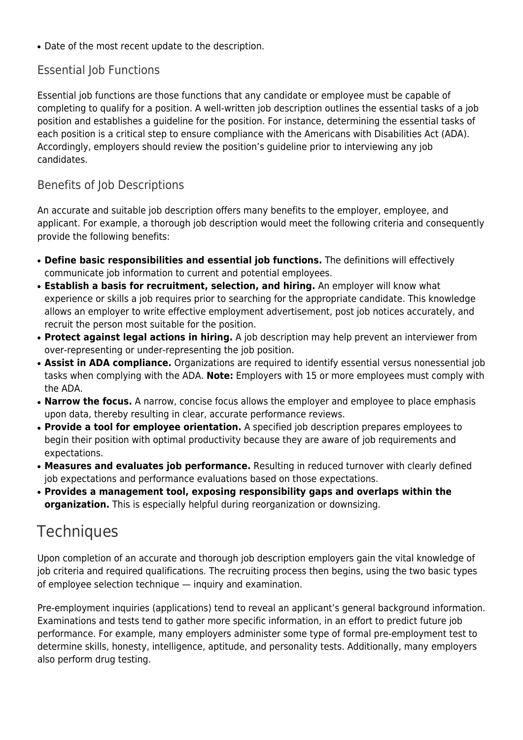- Date of the most recent update to the description.

### Essential Job Functions

Essential job functions are those functions that any candidate or employee must be capable of completing to qualify for a position. A well-written job description outlines the essential tasks of a job position and establishes a guideline for the position. For instance, determining the essential tasks of each position is a critical step to ensure compliance with the Americans with Disabilities Act (ADA). Accordingly, employers should review the position's guideline prior to interviewing any job candidates.

### Benefits of Job Descriptions

An accurate and suitable job description offers many benefits to the employer, employee, and applicant. For example, a thorough job description would meet the following criteria and consequently provide the following benefits:

- **Define basic responsibilities and essential job functions.** The definitions will effectively communicate job information to current and potential employees.
- **Establish a basis for recruitment, selection, and hiring.** An employer will know what experience or skills a job requires prior to searching for the appropriate candidate. This knowledge allows an employer to write effective employment advertisement, post job notices accurately, and recruit the person most suitable for the position.
- **Protect against legal actions in hiring.** A job description may help prevent an interviewer from over-representing or under-representing the job position.
- **Assist in ADA compliance.** Organizations are required to identify essential versus nonessential job tasks when complying with the ADA. **Note:** Employers with 15 or more employees must comply with the ADA.
- **Narrow the focus.** A narrow, concise focus allows the employer and employee to place emphasis upon data, thereby resulting in clear, accurate performance reviews.
- **Provide a tool for employee orientation.** A specified job description prepares employees to begin their position with optimal productivity because they are aware of job requirements and expectations.
- **Measures and evaluates job performance.** Resulting in reduced turnover with clearly defined job expectations and performance evaluations based on those expectations.
- **Provides a management tool, exposing responsibility gaps and overlaps within the organization.** This is especially helpful during reorganization or downsizing.

## Techniques

Upon completion of an accurate and thorough job description employers gain the vital knowledge of job criteria and required qualifications. The recruiting process then begins, using the two basic types of employee selection technique — inquiry and examination.

Pre-employment inquiries (applications) tend to reveal an applicant's general background information. Examinations and tests tend to gather more specific information, in an effort to predict future job performance. For example, many employers administer some type of formal pre-employment test to determine skills, honesty, intelligence, aptitude, and personality tests. Additionally, many employers also perform drug testing.